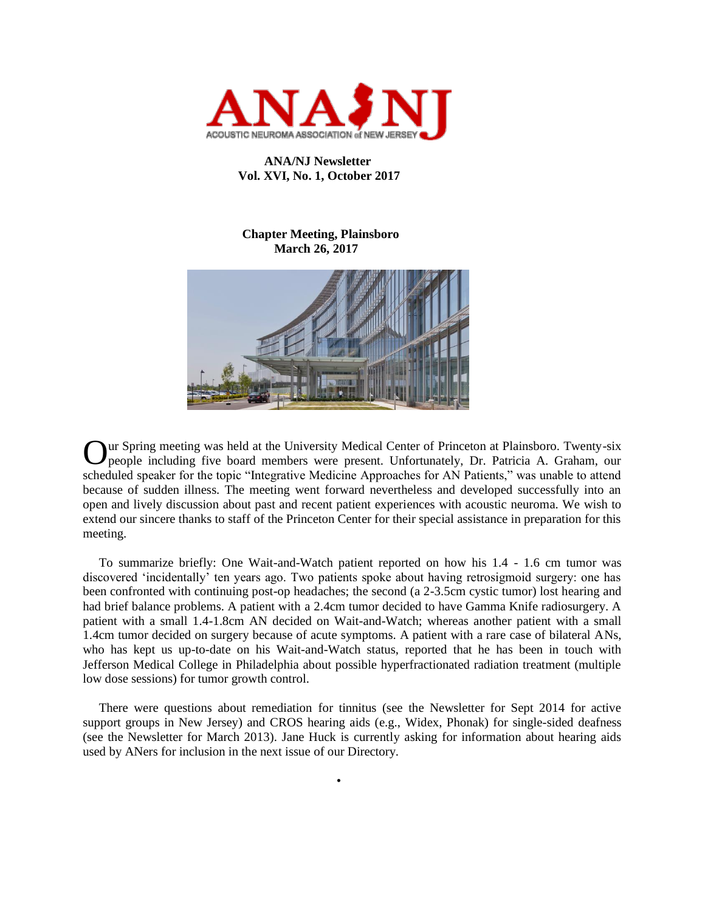ANA/NJ
ACOUSTIC NEUROMA ASSOCIATION of NEW JERSEY

**ANA/NJ Newsletter**
**Vol. XVI, No. 1, October 2017**

## Chapter Meeting, Plainsboro
## March 26, 2017

Our Spring meeting was held at the University Medical Center of Princeton at Plainsboro. Twenty-six people including five board members were present. Unfortunately, Dr. Patricia A. Graham, our scheduled speaker for the topic "Integrative Medicine Approaches for AN Patients," was unable to attend because of sudden illness. The meeting went forward nevertheless and developed successfully into an open and lively discussion about past and recent patient experiences with acoustic neuroma. We wish to extend our sincere thanks to staff of the Princeton Center for their special assistance in preparation for this meeting.

To summarize briefly: One Wait-and-Watch patient reported on how his 1.4 - 1.6 cm tumor was discovered 'incidentally' ten years ago. Two patients spoke about having retrosigmoid surgery: one has been confronted with continuing post-op headaches; the second (a 2-3.5cm cystic tumor) lost hearing and had brief balance problems. A patient with a 2.4cm tumor decided to have Gamma Knife radiosurgery. A patient with a small 1.4-1.8cm AN decided on Wait-and-Watch; whereas another patient with a small 1.4cm tumor decided on surgery because of acute symptoms. A patient with a rare case of bilateral ANs, who has kept us up-to-date on his Wait-and-Watch status, reported that he has been in touch with Jefferson Medical College in Philadelphia about possible hyperfractionated radiation treatment (multiple low dose sessions) for tumor growth control.

There were questions about remediation for tinnitus (see the Newsletter for Sept 2014 for active support groups in New Jersey) and CROS hearing aids (e.g., Widex, Phonak) for single-sided deafness (see the Newsletter for March 2013). Jane Huck is currently asking for information about hearing aids used by ANers for inclusion in the next issue of our Directory.

•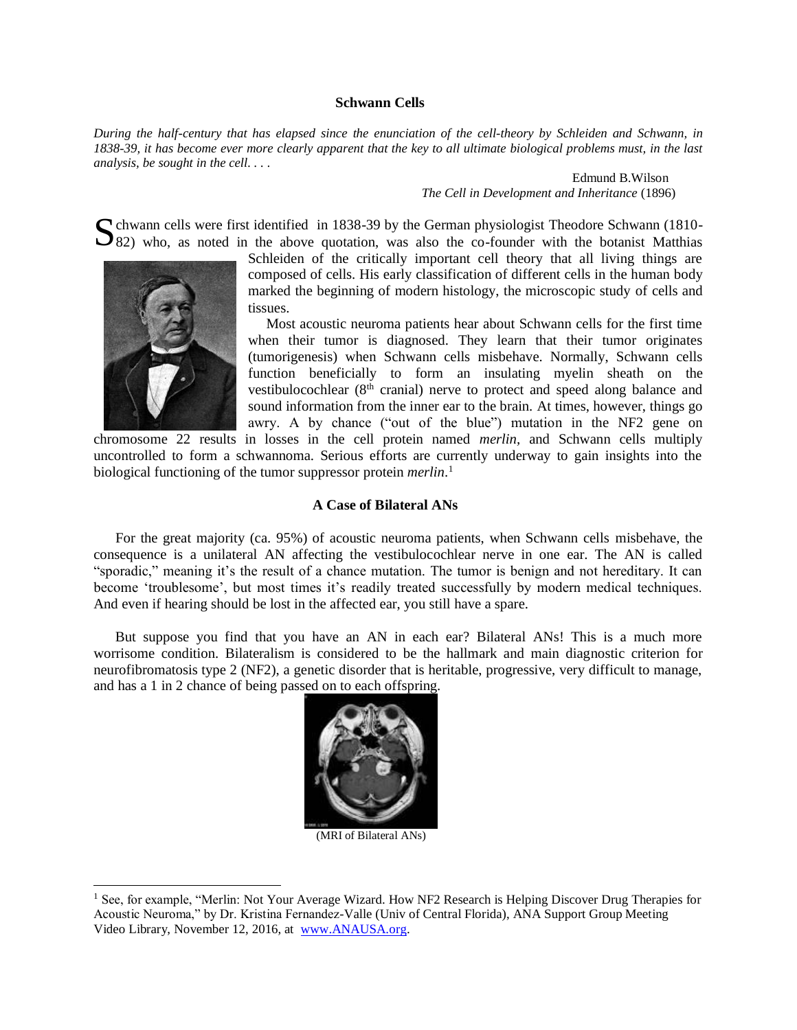## Schwann Cells

*During the half-century that has elapsed since the enunciation of the cell-theory by Schleiden and Schwann, in 1838-39, it has become ever more clearly apparent that the key to all ultimate biological problems must, in the last analysis, be sought in the cell. . . .*

Edmund B.Wilson
*The Cell in Development and Inheritance* (1896)

Schwann cells were first identified in 1838-39 by the German physiologist Theodore Schwann (1810-82) who, as noted in the above quotation, was also the co-founder with the botanist Matthias Schleiden of the critically important cell theory that all living things are composed of cells. His early classification of different cells in the human body marked the beginning of modern histology, the microscopic study of cells and tissues.

Most acoustic neuroma patients hear about Schwann cells for the first time when their tumor is diagnosed. They learn that their tumor originates (tumorigenesis) when Schwann cells misbehave. Normally, Schwann cells function beneficially to form an insulating myelin sheath on the vestibulocochlear (8th cranial) nerve to protect and speed along balance and sound information from the inner ear to the brain. At times, however, things go awry. A by chance ("out of the blue") mutation in the NF2 gene on chromosome 22 results in losses in the cell protein named *merlin*, and Schwann cells multiply uncontrolled to form a schwannoma. Serious efforts are currently underway to gain insights into the biological functioning of the tumor suppressor protein *merlin*.[1]

## A Case of Bilateral ANs

For the great majority (ca. 95%) of acoustic neuroma patients, when Schwann cells misbehave, the consequence is a unilateral AN affecting the vestibulocochlear nerve in one ear. The AN is called "sporadic," meaning it's the result of a chance mutation. The tumor is benign and not hereditary. It can become 'troublesome', but most times it's readily treated successfully by modern medical techniques. And even if hearing should be lost in the affected ear, you still have a spare.

But suppose you find that you have an AN in each ear? Bilateral ANs! This is a much more worrisome condition. Bilateralism is considered to be the hallmark and main diagnostic criterion for neurofibromatosis type 2 (NF2), a genetic disorder that is heritable, progressive, very difficult to manage, and has a 1 in 2 chance of being passed on to each offspring.

(MRI of Bilateral ANs)

[1] See, for example, "Merlin: Not Your Average Wizard. How NF2 Research is Helping Discover Drug Therapies for Acoustic Neuroma," by Dr. Kristina Fernandez-Valle (Univ of Central Florida), ANA Support Group Meeting Video Library, November 12, 2016, at www.ANAUSA.org.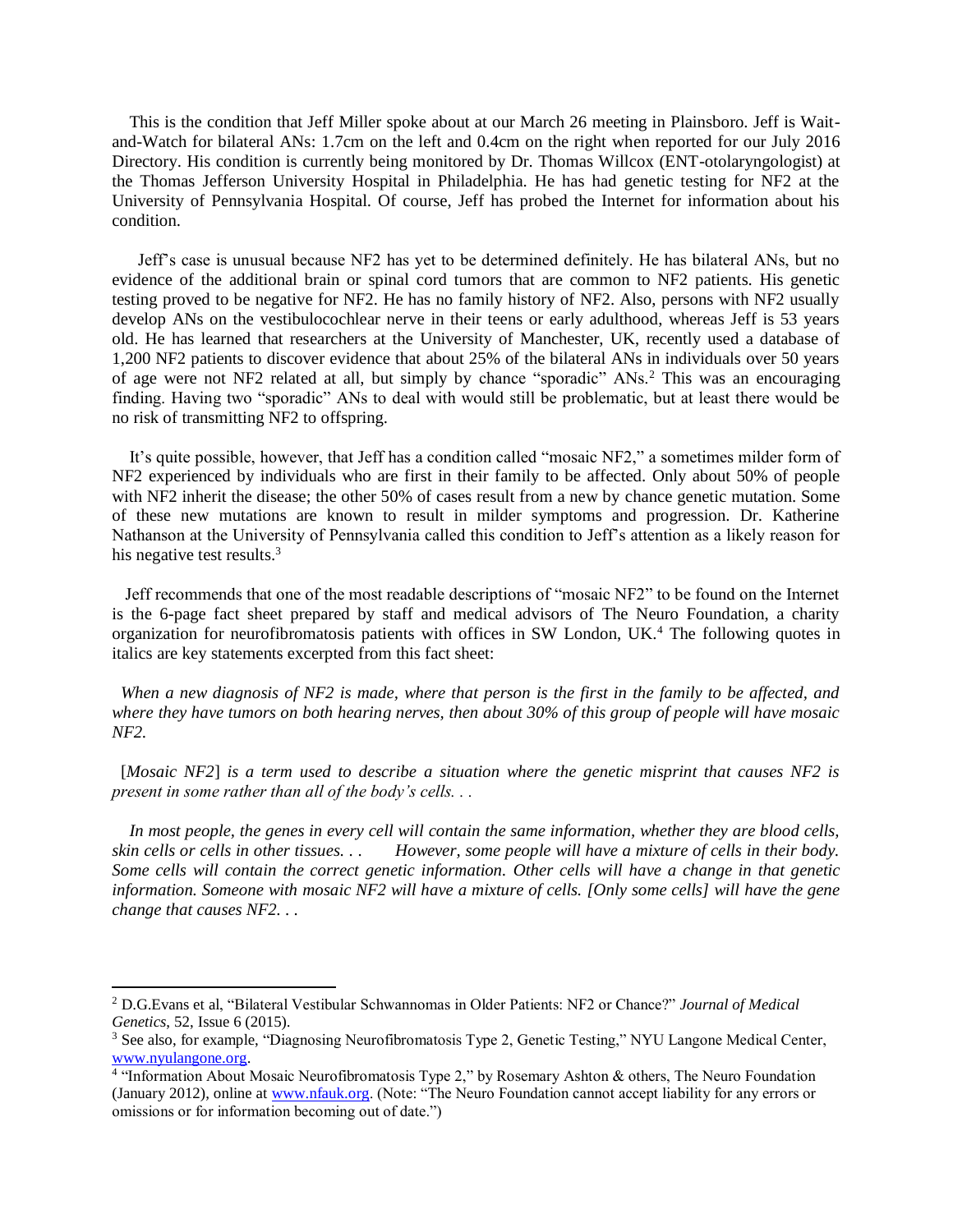This is the condition that Jeff Miller spoke about at our March 26 meeting in Plainsboro. Jeff is Wait-and-Watch for bilateral ANs: 1.7cm on the left and 0.4cm on the right when reported for our July 2016 Directory. His condition is currently being monitored by Dr. Thomas Willcox (ENT-otolaryngologist) at the Thomas Jefferson University Hospital in Philadelphia. He has had genetic testing for NF2 at the University of Pennsylvania Hospital. Of course, Jeff has probed the Internet for information about his condition.

Jeff's case is unusual because NF2 has yet to be determined definitely. He has bilateral ANs, but no evidence of the additional brain or spinal cord tumors that are common to NF2 patients. His genetic testing proved to be negative for NF2. He has no family history of NF2. Also, persons with NF2 usually develop ANs on the vestibulocochlear nerve in their teens or early adulthood, whereas Jeff is 53 years old. He has learned that researchers at the University of Manchester, UK, recently used a database of 1,200 NF2 patients to discover evidence that about 25% of the bilateral ANs in individuals over 50 years of age were not NF2 related at all, but simply by chance "sporadic" ANs.[2] This was an encouraging finding. Having two "sporadic" ANs to deal with would still be problematic, but at least there would be no risk of transmitting NF2 to offspring.

It's quite possible, however, that Jeff has a condition called "mosaic NF2," a sometimes milder form of NF2 experienced by individuals who are first in their family to be affected. Only about 50% of people with NF2 inherit the disease; the other 50% of cases result from a new by chance genetic mutation. Some of these new mutations are known to result in milder symptoms and progression. Dr. Katherine Nathanson at the University of Pennsylvania called this condition to Jeff's attention as a likely reason for his negative test results.[3]

Jeff recommends that one of the most readable descriptions of "mosaic NF2" to be found on the Internet is the 6-page fact sheet prepared by staff and medical advisors of The Neuro Foundation, a charity organization for neurofibromatosis patients with offices in SW London, UK.[4] The following quotes in italics are key statements excerpted from this fact sheet:

*When a new diagnosis of NF2 is made, where that person is the first in the family to be affected, and where they have tumors on both hearing nerves, then about 30% of this group of people will have mosaic NF2.*

[*Mosaic NF2*] *is a term used to describe a situation where the genetic misprint that causes NF2 is present in some rather than all of the body's cells. . .*

*In most people, the genes in every cell will contain the same information, whether they are blood cells, skin cells or cells in other tissues. . . However, some people will have a mixture of cells in their body. Some cells will contain the correct genetic information. Other cells will have a change in that genetic information. Someone with mosaic NF2 will have a mixture of cells. [Only some cells] will have the gene change that causes NF2. . .*

---

[2] D.G.Evans et al, "Bilateral Vestibular Schwannomas in Older Patients: NF2 or Chance?" *Journal of Medical Genetics*, 52, Issue 6 (2015).

[3] See also, for example, "Diagnosing Neurofibromatosis Type 2, Genetic Testing," NYU Langone Medical Center, www.nyulangone.org.

[4] "Information About Mosaic Neurofibromatosis Type 2," by Rosemary Ashton & others, The Neuro Foundation (January 2012), online at www.nfauk.org. (Note: "The Neuro Foundation cannot accept liability for any errors or omissions or for information becoming out of date.")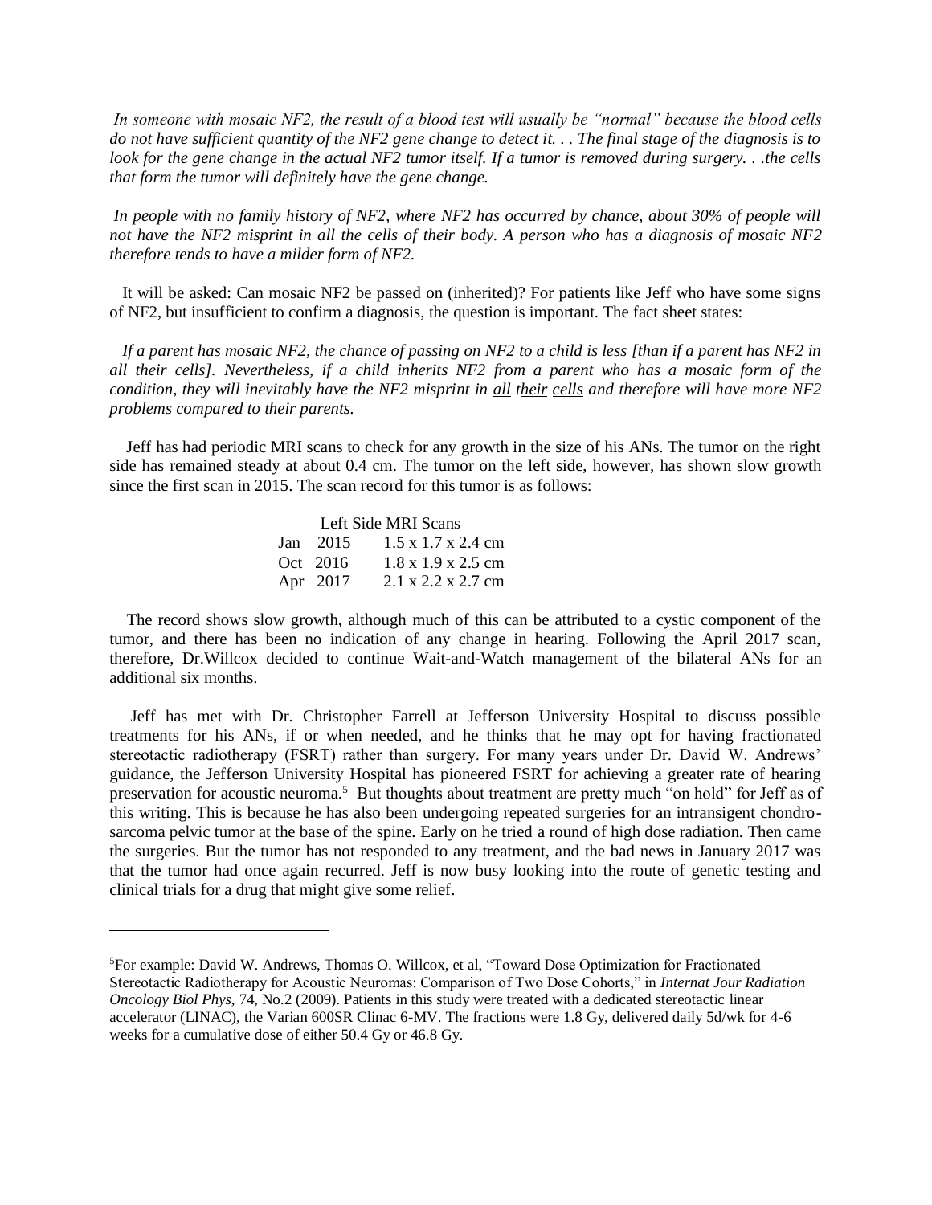*In someone with mosaic NF2, the result of a blood test will usually be "normal" because the blood cells do not have sufficient quantity of the NF2 gene change to detect it. . . The final stage of the diagnosis is to look for the gene change in the actual NF2 tumor itself. If a tumor is removed during surgery. . .the cells that form the tumor will definitely have the gene change.*

*In people with no family history of NF2, where NF2 has occurred by chance, about 30% of people will not have the NF2 misprint in all the cells of their body. A person who has a diagnosis of mosaic NF2 therefore tends to have a milder form of NF2.*

It will be asked: Can mosaic NF2 be passed on (inherited)? For patients like Jeff who have some signs of NF2, but insufficient to confirm a diagnosis, the question is important. The fact sheet states:

*If a parent has mosaic NF2, the chance of passing on NF2 to a child is less [than if a parent has NF2 in all their cells]. Nevertheless, if a child inherits NF2 from a parent who has a mosaic form of the condition, they will inevitably have the NF2 misprint in <u>all their cells</u> and therefore will have more NF2 problems compared to their parents.*

Jeff has had periodic MRI scans to check for any growth in the size of his ANs. The tumor on the right side has remained steady at about 0.4 cm. The tumor on the left side, however, has shown slow growth since the first scan in 2015. The scan record for this tumor is as follows:

| Left Side MRI Scans | |
|---|---|
| Jan 2015 | 1.5 x 1.7 x 2.4 cm |
| Oct 2016 | 1.8 x 1.9 x 2.5 cm |
| Apr 2017 | 2.1 x 2.2 x 2.7 cm |

The record shows slow growth, although much of this can be attributed to a cystic component of the tumor, and there has been no indication of any change in hearing. Following the April 2017 scan, therefore, Dr.Willcox decided to continue Wait-and-Watch management of the bilateral ANs for an additional six months.

Jeff has met with Dr. Christopher Farrell at Jefferson University Hospital to discuss possible treatments for his ANs, if or when needed, and he thinks that he may opt for having fractionated stereotactic radiotherapy (FSRT) rather than surgery. For many years under Dr. David W. Andrews' guidance, the Jefferson University Hospital has pioneered FSRT for achieving a greater rate of hearing preservation for acoustic neuroma.[5] But thoughts about treatment are pretty much "on hold" for Jeff as of this writing. This is because he has also been undergoing repeated surgeries for an intransigent chondro-sarcoma pelvic tumor at the base of the spine. Early on he tried a round of high dose radiation. Then came the surgeries. But the tumor has not responded to any treatment, and the bad news in January 2017 was that the tumor had once again recurred. Jeff is now busy looking into the route of genetic testing and clinical trials for a drug that might give some relief.

---

[5]For example: David W. Andrews, Thomas O. Willcox, et al, "Toward Dose Optimization for Fractionated Stereotactic Radiotherapy for Acoustic Neuromas: Comparison of Two Dose Cohorts," in *Internat Jour Radiation Oncology Biol Phys*, 74, No.2 (2009). Patients in this study were treated with a dedicated stereotactic linear accelerator (LINAC), the Varian 600SR Clinac 6-MV. The fractions were 1.8 Gy, delivered daily 5d/wk for 4-6 weeks for a cumulative dose of either 50.4 Gy or 46.8 Gy.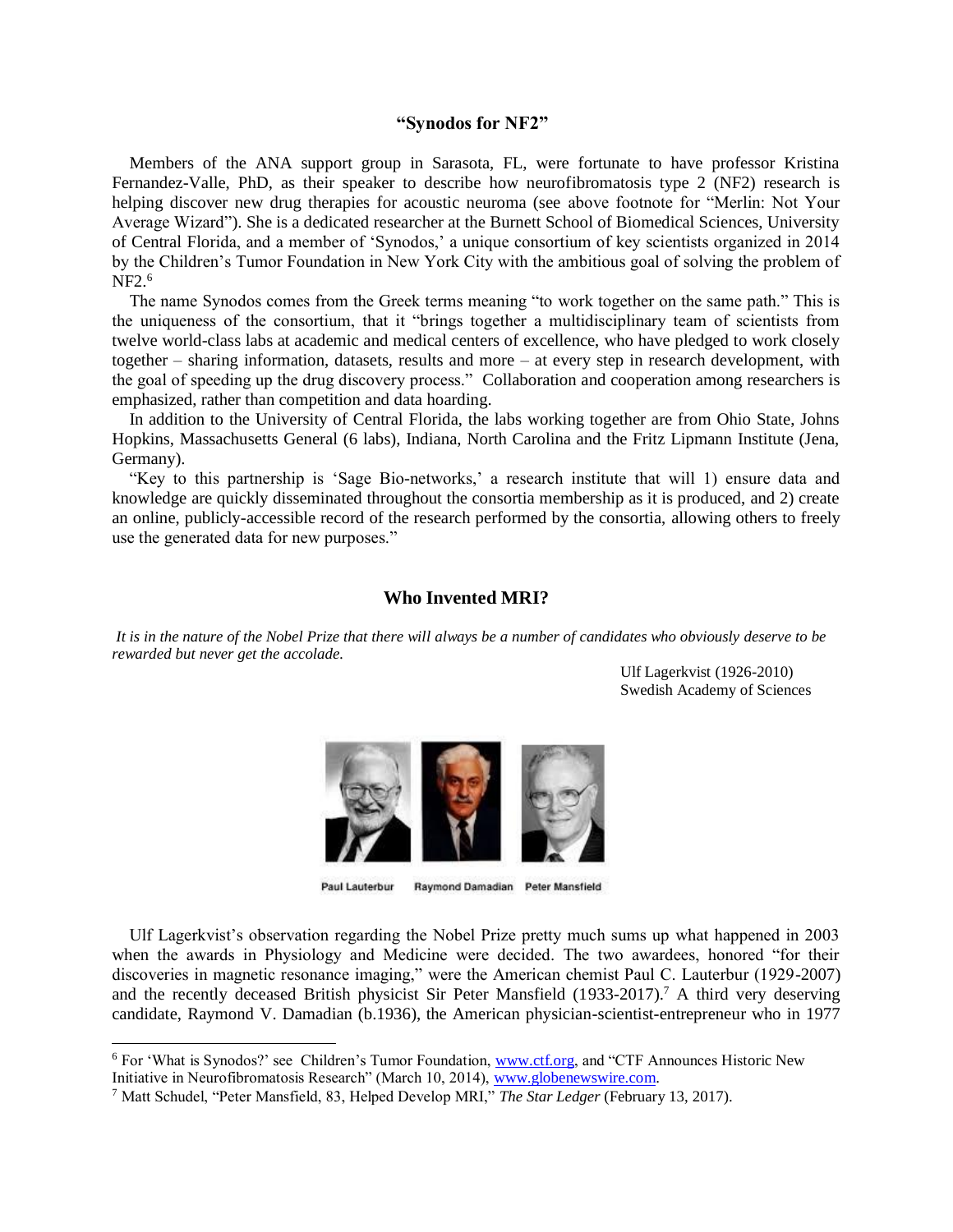## "Synodos for NF2"

Members of the ANA support group in Sarasota, FL, were fortunate to have professor Kristina Fernandez-Valle, PhD, as their speaker to describe how neurofibromatosis type 2 (NF2) research is helping discover new drug therapies for acoustic neuroma (see above footnote for "Merlin: Not Your Average Wizard"). She is a dedicated researcher at the Burnett School of Biomedical Sciences, University of Central Florida, and a member of 'Synodos,' a unique consortium of key scientists organized in 2014 by the Children's Tumor Foundation in New York City with the ambitious goal of solving the problem of NF2.[6]

The name Synodos comes from the Greek terms meaning "to work together on the same path." This is the uniqueness of the consortium, that it "brings together a multidisciplinary team of scientists from twelve world-class labs at academic and medical centers of excellence, who have pledged to work closely together – sharing information, datasets, results and more – at every step in research development, with the goal of speeding up the drug discovery process." Collaboration and cooperation among researchers is emphasized, rather than competition and data hoarding.

In addition to the University of Central Florida, the labs working together are from Ohio State, Johns Hopkins, Massachusetts General (6 labs), Indiana, North Carolina and the Fritz Lipmann Institute (Jena, Germany).

"Key to this partnership is 'Sage Bio-networks,' a research institute that will 1) ensure data and knowledge are quickly disseminated throughout the consortia membership as it is produced, and 2) create an online, publicly-accessible record of the research performed by the consortia, allowing others to freely use the generated data for new purposes."

## Who Invented MRI?

*It is in the nature of the Nobel Prize that there will always be a number of candidates who obviously deserve to be rewarded but never get the accolade.*

Ulf Lagerkvist (1926-2010)
Swedish Academy of Sciences

Paul Lauterbur    Raymond Damadian    Peter Mansfield

Ulf Lagerkvist's observation regarding the Nobel Prize pretty much sums up what happened in 2003 when the awards in Physiology and Medicine were decided. The two awardees, honored "for their discoveries in magnetic resonance imaging," were the American chemist Paul C. Lauterbur (1929-2007) and the recently deceased British physicist Sir Peter Mansfield (1933-2017).[7] A third very deserving candidate, Raymond V. Damadian (b.1936), the American physician-scientist-entrepreneur who in 1977

---

[6] For 'What is Synodos?' see Children's Tumor Foundation, www.ctf.org, and "CTF Announces Historic New Initiative in Neurofibromatosis Research" (March 10, 2014), www.globenewswire.com.

[7] Matt Schudel, "Peter Mansfield, 83, Helped Develop MRI," *The Star Ledger* (February 13, 2017).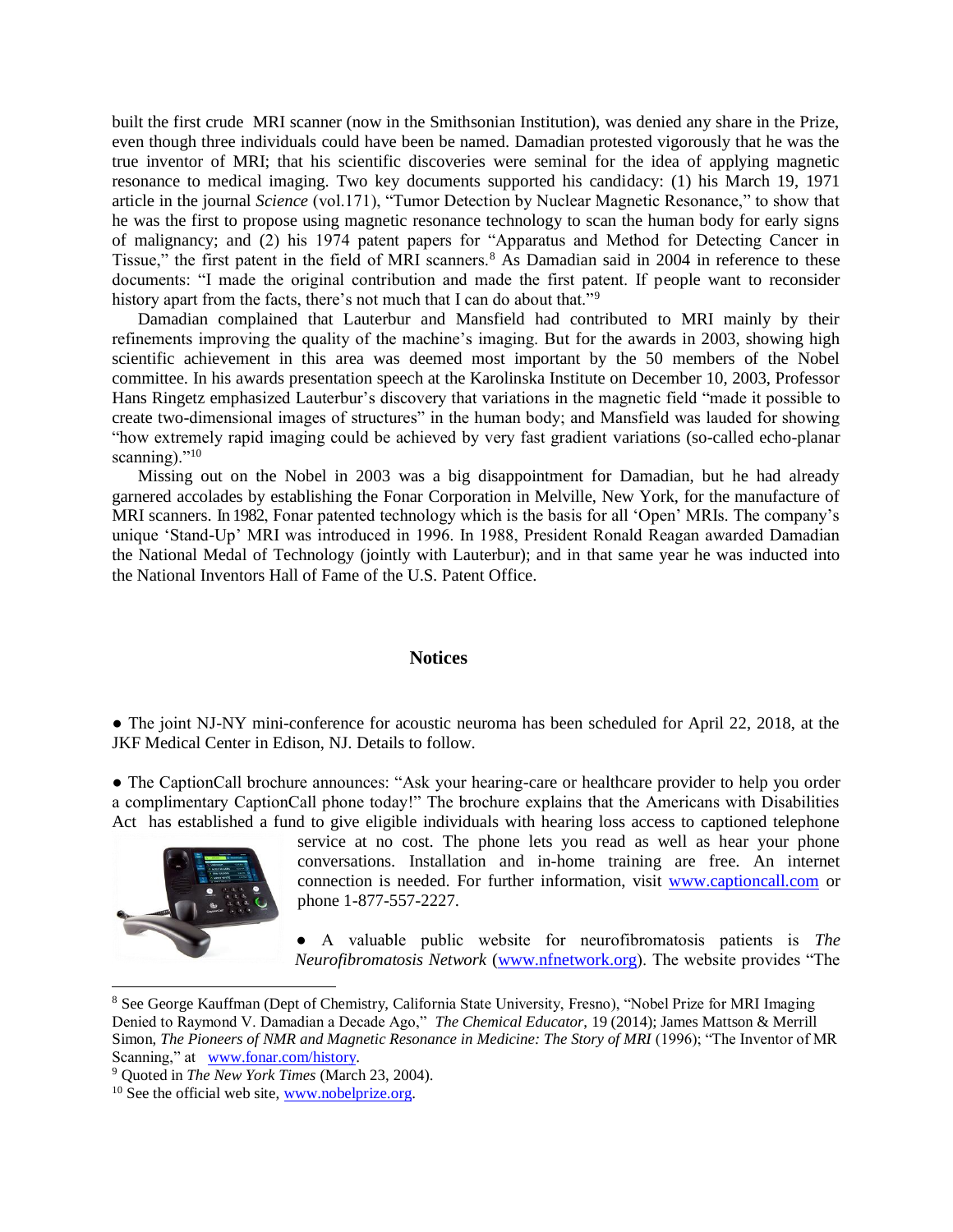built the first crude MRI scanner (now in the Smithsonian Institution), was denied any share in the Prize, even though three individuals could have been be named. Damadian protested vigorously that he was the true inventor of MRI; that his scientific discoveries were seminal for the idea of applying magnetic resonance to medical imaging. Two key documents supported his candidacy: (1) his March 19, 1971 article in the journal *Science* (vol.171), "Tumor Detection by Nuclear Magnetic Resonance," to show that he was the first to propose using magnetic resonance technology to scan the human body for early signs of malignancy; and (2) his 1974 patent papers for "Apparatus and Method for Detecting Cancer in Tissue," the first patent in the field of MRI scanners.[8] As Damadian said in 2004 in reference to these documents: "I made the original contribution and made the first patent. If people want to reconsider history apart from the facts, there's not much that I can do about that."[9]

Damadian complained that Lauterbur and Mansfield had contributed to MRI mainly by their refinements improving the quality of the machine's imaging. But for the awards in 2003, showing high scientific achievement in this area was deemed most important by the 50 members of the Nobel committee. In his awards presentation speech at the Karolinska Institute on December 10, 2003, Professor Hans Ringetz emphasized Lauterbur's discovery that variations in the magnetic field "made it possible to create two-dimensional images of structures" in the human body; and Mansfield was lauded for showing "how extremely rapid imaging could be achieved by very fast gradient variations (so-called echo-planar scanning)."[10]

Missing out on the Nobel in 2003 was a big disappointment for Damadian, but he had already garnered accolades by establishing the Fonar Corporation in Melville, New York, for the manufacture of MRI scanners. In 1982, Fonar patented technology which is the basis for all 'Open' MRIs. The company's unique 'Stand-Up' MRI was introduced in 1996. In 1988, President Ronald Reagan awarded Damadian the National Medal of Technology (jointly with Lauterbur); and in that same year he was inducted into the National Inventors Hall of Fame of the U.S. Patent Office.

## Notices

● The joint NJ-NY mini-conference for acoustic neuroma has been scheduled for April 22, 2018, at the JKF Medical Center in Edison, NJ. Details to follow.

● The CaptionCall brochure announces: "Ask your hearing-care or healthcare provider to help you order a complimentary CaptionCall phone today!" The brochure explains that the Americans with Disabilities Act has established a fund to give eligible individuals with hearing loss access to captioned telephone service at no cost. The phone lets you read as well as hear your phone conversations. Installation and in-home training are free. An internet connection is needed. For further information, visit www.captioncall.com or phone 1-877-557-2227.

● A valuable public website for neurofibromatosis patients is *The Neurofibromatosis Network* (www.nfnetwork.org). The website provides "The

---

[8] See George Kauffman (Dept of Chemistry, California State University, Fresno), "Nobel Prize for MRI Imaging Denied to Raymond V. Damadian a Decade Ago," *The Chemical Educator*, 19 (2014); James Mattson & Merrill Simon, *The Pioneers of NMR and Magnetic Resonance in Medicine: The Story of MRI* (1996); "The Inventor of MR Scanning," at www.fonar.com/history.

[9] Quoted in *The New York Times* (March 23, 2004).

[10] See the official web site, www.nobelprize.org.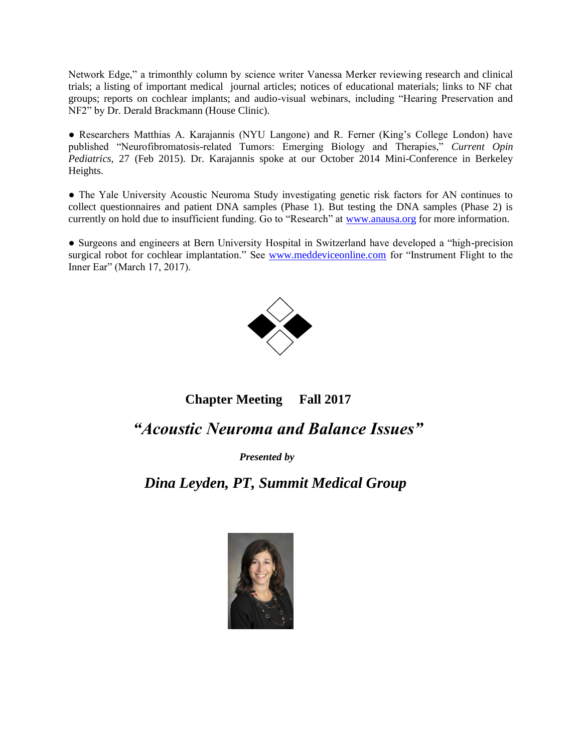Network Edge," a trimonthly column by science writer Vanessa Merker reviewing research and clinical trials; a listing of important medical journal articles; notices of educational materials; links to NF chat groups; reports on cochlear implants; and audio-visual webinars, including "Hearing Preservation and NF2" by Dr. Derald Brackmann (House Clinic).

● Researchers Matthias A. Karajannis (NYU Langone) and R. Ferner (King's College London) have published "Neurofibromatosis-related Tumors: Emerging Biology and Therapies," *Current Opin Pediatrics*, 27 (Feb 2015). Dr. Karajannis spoke at our October 2014 Mini-Conference in Berkeley Heights.

● The Yale University Acoustic Neuroma Study investigating genetic risk factors for AN continues to collect questionnaires and patient DNA samples (Phase 1). But testing the DNA samples (Phase 2) is currently on hold due to insufficient funding. Go to "Research" at www.anausa.org for more information.

● Surgeons and engineers at Bern University Hospital in Switzerland have developed a "high-precision surgical robot for cochlear implantation." See www.meddeviceonline.com for "Instrument Flight to the Inner Ear" (March 17, 2017).

**Chapter Meeting Fall 2017**

## *"Acoustic Neuroma and Balance Issues"*

***Presented by***

## *Dina Leyden, PT, Summit Medical Group*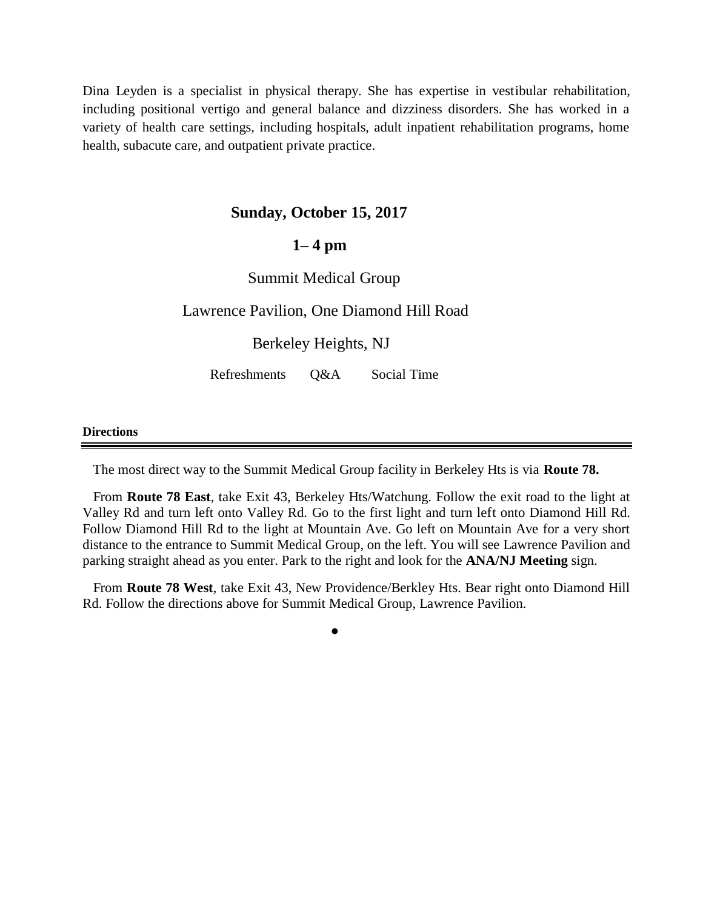Dina Leyden is a specialist in physical therapy. She has expertise in vestibular rehabilitation, including positional vertigo and general balance and dizziness disorders. She has worked in a variety of health care settings, including hospitals, adult inpatient rehabilitation programs, home health, subacute care, and outpatient private practice.

**Sunday, October 15, 2017**

**1– 4 pm**

Summit Medical Group

Lawrence Pavilion, One Diamond Hill Road

Berkeley Heights, NJ

Refreshments Q&A Social Time

**Directions**

---

The most direct way to the Summit Medical Group facility in Berkeley Hts is via **Route 78.**

From **Route 78 East**, take Exit 43, Berkeley Hts/Watchung. Follow the exit road to the light at Valley Rd and turn left onto Valley Rd. Go to the first light and turn left onto Diamond Hill Rd. Follow Diamond Hill Rd to the light at Mountain Ave. Go left on Mountain Ave for a very short distance to the entrance to Summit Medical Group, on the left. You will see Lawrence Pavilion and parking straight ahead as you enter. Park to the right and look for the **ANA/NJ Meeting** sign.

From **Route 78 West**, take Exit 43, New Providence/Berkley Hts. Bear right onto Diamond Hill Rd. Follow the directions above for Summit Medical Group, Lawrence Pavilion.

•